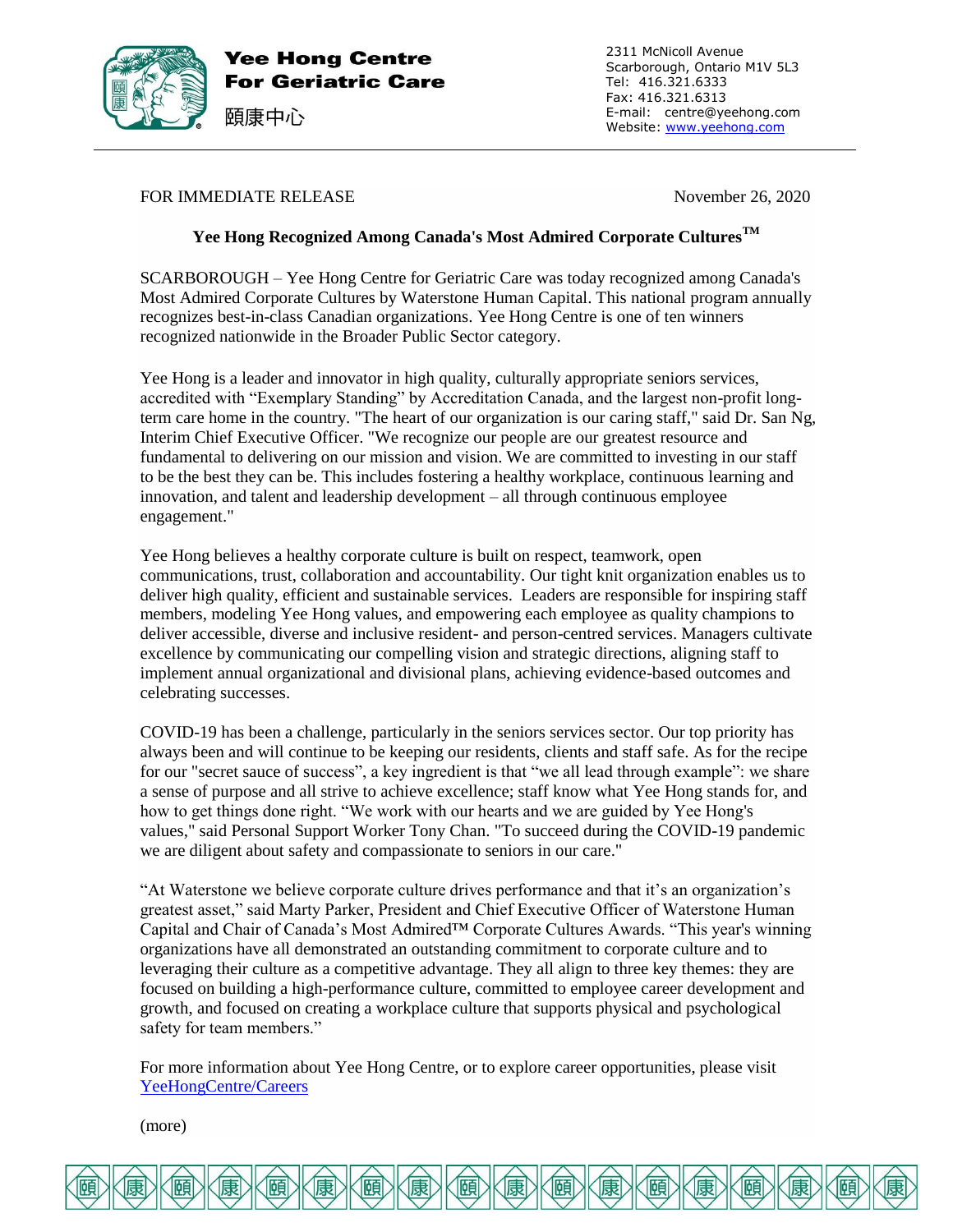**Yee Hong Centre For Geriatric Care**

頤康中心

2311 McNicoll Avenue
Scarborough, Ontario M1V 5L3
Tel: 416.321.6333
Fax: 416.321.6313
E-mail: centre@yeehong.com
Website: www.yeehong.com

FOR IMMEDIATE RELEASE November 26, 2020

**Yee Hong Recognized Among Canada's Most Admired Corporate Cultures™**

SCARBOROUGH – Yee Hong Centre for Geriatric Care was today recognized among Canada's Most Admired Corporate Cultures by Waterstone Human Capital. This national program annually recognizes best-in-class Canadian organizations. Yee Hong Centre is one of ten winners recognized nationwide in the Broader Public Sector category.

Yee Hong is a leader and innovator in high quality, culturally appropriate seniors services, accredited with "Exemplary Standing" by Accreditation Canada, and the largest non-profit long-term care home in the country. "The heart of our organization is our caring staff," said Dr. San Ng, Interim Chief Executive Officer. "We recognize our people are our greatest resource and fundamental to delivering on our mission and vision. We are committed to investing in our staff to be the best they can be. This includes fostering a healthy workplace, continuous learning and innovation, and talent and leadership development – all through continuous employee engagement."

Yee Hong believes a healthy corporate culture is built on respect, teamwork, open communications, trust, collaboration and accountability. Our tight knit organization enables us to deliver high quality, efficient and sustainable services. Leaders are responsible for inspiring staff members, modeling Yee Hong values, and empowering each employee as quality champions to deliver accessible, diverse and inclusive resident- and person-centred services. Managers cultivate excellence by communicating our compelling vision and strategic directions, aligning staff to implement annual organizational and divisional plans, achieving evidence-based outcomes and celebrating successes.

COVID-19 has been a challenge, particularly in the seniors services sector. Our top priority has always been and will continue to be keeping our residents, clients and staff safe. As for the recipe for our "secret sauce of success", a key ingredient is that "we all lead through example": we share a sense of purpose and all strive to achieve excellence; staff know what Yee Hong stands for, and how to get things done right. "We work with our hearts and we are guided by Yee Hong's values," said Personal Support Worker Tony Chan. "To succeed during the COVID-19 pandemic we are diligent about safety and compassionate to seniors in our care."

"At Waterstone we believe corporate culture drives performance and that it's an organization's greatest asset," said Marty Parker, President and Chief Executive Officer of Waterstone Human Capital and Chair of Canada's Most Admired™ Corporate Cultures Awards. "This year's winning organizations have all demonstrated an outstanding commitment to corporate culture and to leveraging their culture as a competitive advantage. They all align to three key themes: they are focused on building a high-performance culture, committed to employee career development and growth, and focused on creating a workplace culture that supports physical and psychological safety for team members."

For more information about Yee Hong Centre, or to explore career opportunities, please visit YeeHongCentre/Careers

(more)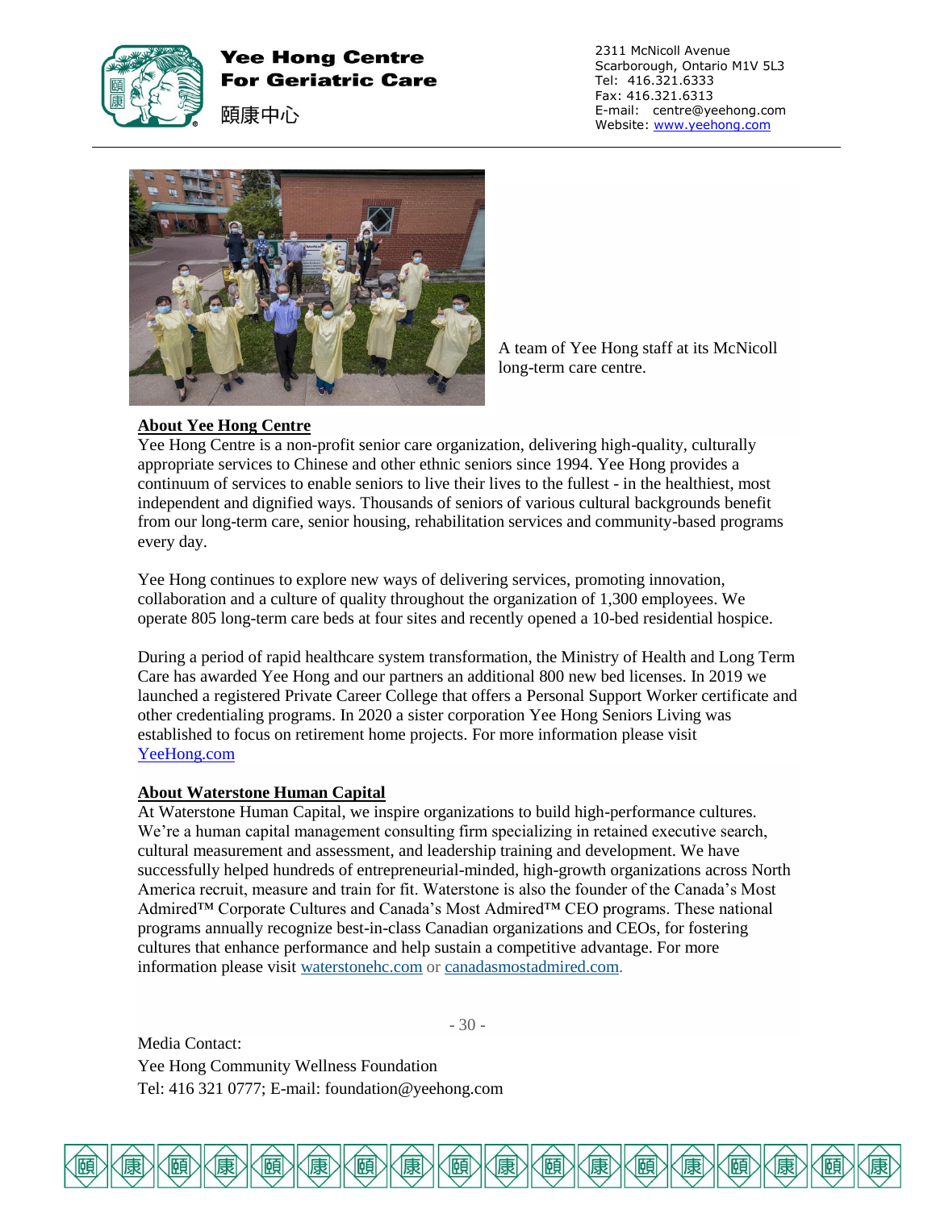**Yee Hong Centre For Geriatric Care**

頤康中心

2311 McNicoll Avenue
Scarborough, Ontario M1V 5L3
Tel: 416.321.6333
Fax: 416.321.6313
E-mail: centre@yeehong.com
Website: www.yeehong.com

A team of Yee Hong staff at its McNicoll long-term care centre.

## About Yee Hong Centre

Yee Hong Centre is a non-profit senior care organization, delivering high-quality, culturally appropriate services to Chinese and other ethnic seniors since 1994. Yee Hong provides a continuum of services to enable seniors to live their lives to the fullest - in the healthiest, most independent and dignified ways. Thousands of seniors of various cultural backgrounds benefit from our long-term care, senior housing, rehabilitation services and community-based programs every day.

Yee Hong continues to explore new ways of delivering services, promoting innovation, collaboration and a culture of quality throughout the organization of 1,300 employees. We operate 805 long-term care beds at four sites and recently opened a 10-bed residential hospice.

During a period of rapid healthcare system transformation, the Ministry of Health and Long Term Care has awarded Yee Hong and our partners an additional 800 new bed licenses. In 2019 we launched a registered Private Career College that offers a Personal Support Worker certificate and other credentialing programs. In 2020 a sister corporation Yee Hong Seniors Living was established to focus on retirement home projects. For more information please visit YeeHong.com

## About Waterstone Human Capital

At Waterstone Human Capital, we inspire organizations to build high-performance cultures. We're a human capital management consulting firm specializing in retained executive search, cultural measurement and assessment, and leadership training and development. We have successfully helped hundreds of entrepreneurial-minded, high-growth organizations across North America recruit, measure and train for fit. Waterstone is also the founder of the Canada's Most Admired™ Corporate Cultures and Canada's Most Admired™ CEO programs. These national programs annually recognize best-in-class Canadian organizations and CEOs, for fostering cultures that enhance performance and help sustain a competitive advantage. For more information please visit waterstonehc.com or canadasmostadmired.com.

- 30 -

Media Contact:
Yee Hong Community Wellness Foundation
Tel: 416 321 0777; E-mail: foundation@yeehong.com